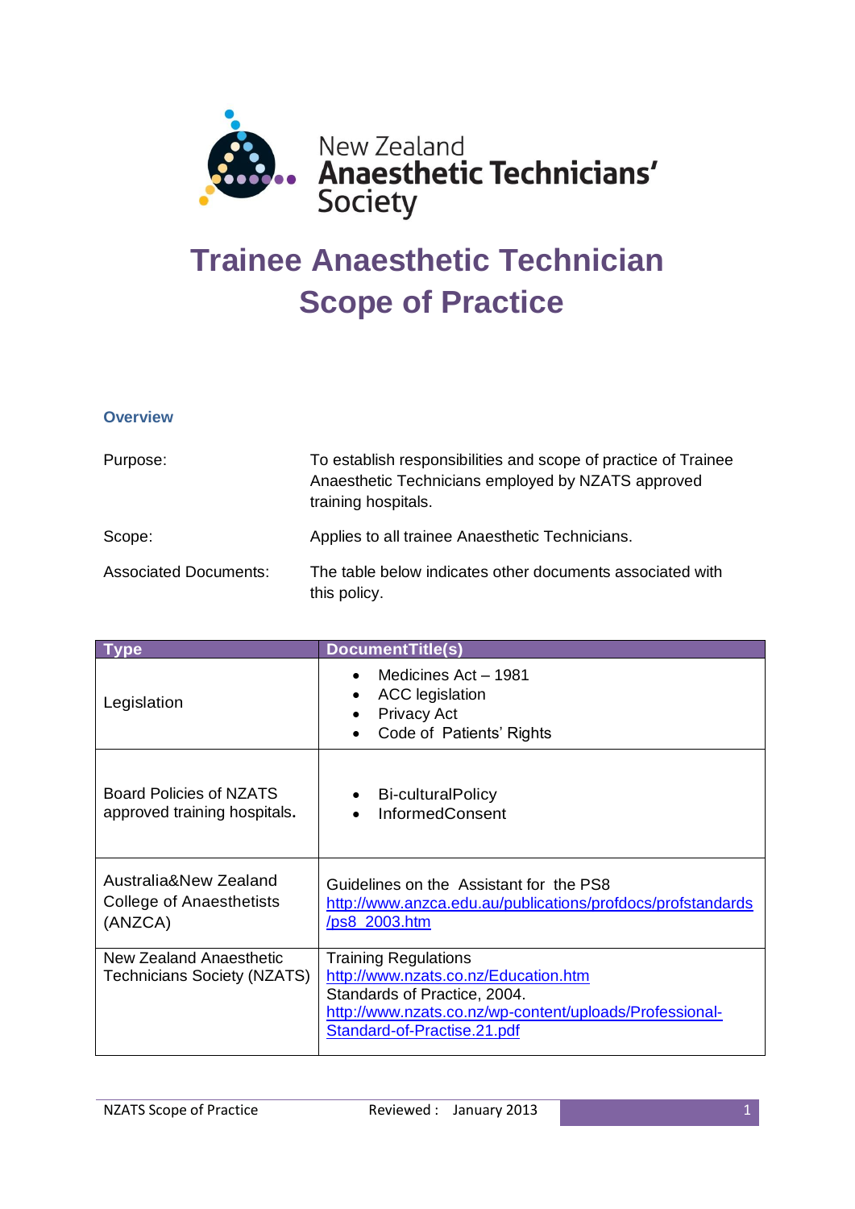New Zealand **Anaesthetic Technicians'** Society

# Trainee Anaesthetic Technician Scope of Practice

### Overview

| | |
|---|---|
| Purpose: | To establish responsibilities and scope of practice of Trainee Anaesthetic Technicians employed by NZATS approved training hospitals. |
| Scope: | Applies to all trainee Anaesthetic Technicians. |
| Associated Documents: | The table below indicates other documents associated with this policy. |

| Type | DocumentTitle(s) |
|---|---|
| Legislation | • Medicines Act – 1981<br>• ACC legislation<br>• Privacy Act<br>• Code of Patients' Rights |
| Board Policies of NZATS approved training hospitals. | • Bi-culturalPolicy<br>• InformedConsent |
| Australia&New Zealand College of Anaesthetists (ANZCA) | Guidelines on the Assistant for the PS8<br>http://www.anzca.edu.au/publications/profdocs/profstandards/ps8_2003.htm |
| New Zealand Anaesthetic Technicians Society (NZATS) | Training Regulations<br>http://www.nzats.co.nz/Education.htm<br>Standards of Practice, 2004.<br>http://www.nzats.co.nz/wp-content/uploads/Professional-Standard-of-Practise.21.pdf |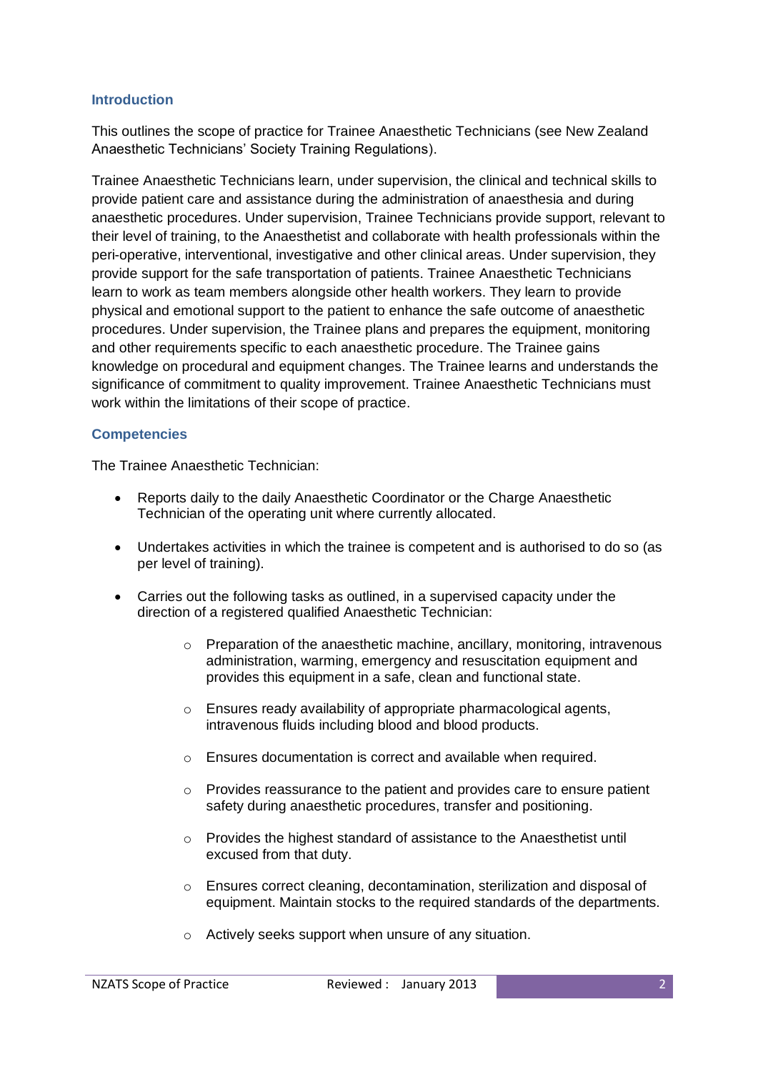## Introduction

This outlines the scope of practice for Trainee Anaesthetic Technicians (see New Zealand Anaesthetic Technicians' Society Training Regulations).

Trainee Anaesthetic Technicians learn, under supervision, the clinical and technical skills to provide patient care and assistance during the administration of anaesthesia and during anaesthetic procedures. Under supervision, Trainee Technicians provide support, relevant to their level of training, to the Anaesthetist and collaborate with health professionals within the peri-operative, interventional, investigative and other clinical areas. Under supervision, they provide support for the safe transportation of patients. Trainee Anaesthetic Technicians learn to work as team members alongside other health workers. They learn to provide physical and emotional support to the patient to enhance the safe outcome of anaesthetic procedures. Under supervision, the Trainee plans and prepares the equipment, monitoring and other requirements specific to each anaesthetic procedure. The Trainee gains knowledge on procedural and equipment changes. The Trainee learns and understands the significance of commitment to quality improvement. Trainee Anaesthetic Technicians must work within the limitations of their scope of practice.

## Competencies

The Trainee Anaesthetic Technician:

- Reports daily to the daily Anaesthetic Coordinator or the Charge Anaesthetic Technician of the operating unit where currently allocated.
- Undertakes activities in which the trainee is competent and is authorised to do so (as per level of training).
- Carries out the following tasks as outlined, in a supervised capacity under the direction of a registered qualified Anaesthetic Technician:
  - Preparation of the anaesthetic machine, ancillary, monitoring, intravenous administration, warming, emergency and resuscitation equipment and provides this equipment in a safe, clean and functional state.
  - Ensures ready availability of appropriate pharmacological agents, intravenous fluids including blood and blood products.
  - Ensures documentation is correct and available when required.
  - Provides reassurance to the patient and provides care to ensure patient safety during anaesthetic procedures, transfer and positioning.
  - Provides the highest standard of assistance to the Anaesthetist until excused from that duty.
  - Ensures correct cleaning, decontamination, sterilization and disposal of equipment. Maintain stocks to the required standards of the departments.
  - Actively seeks support when unsure of any situation.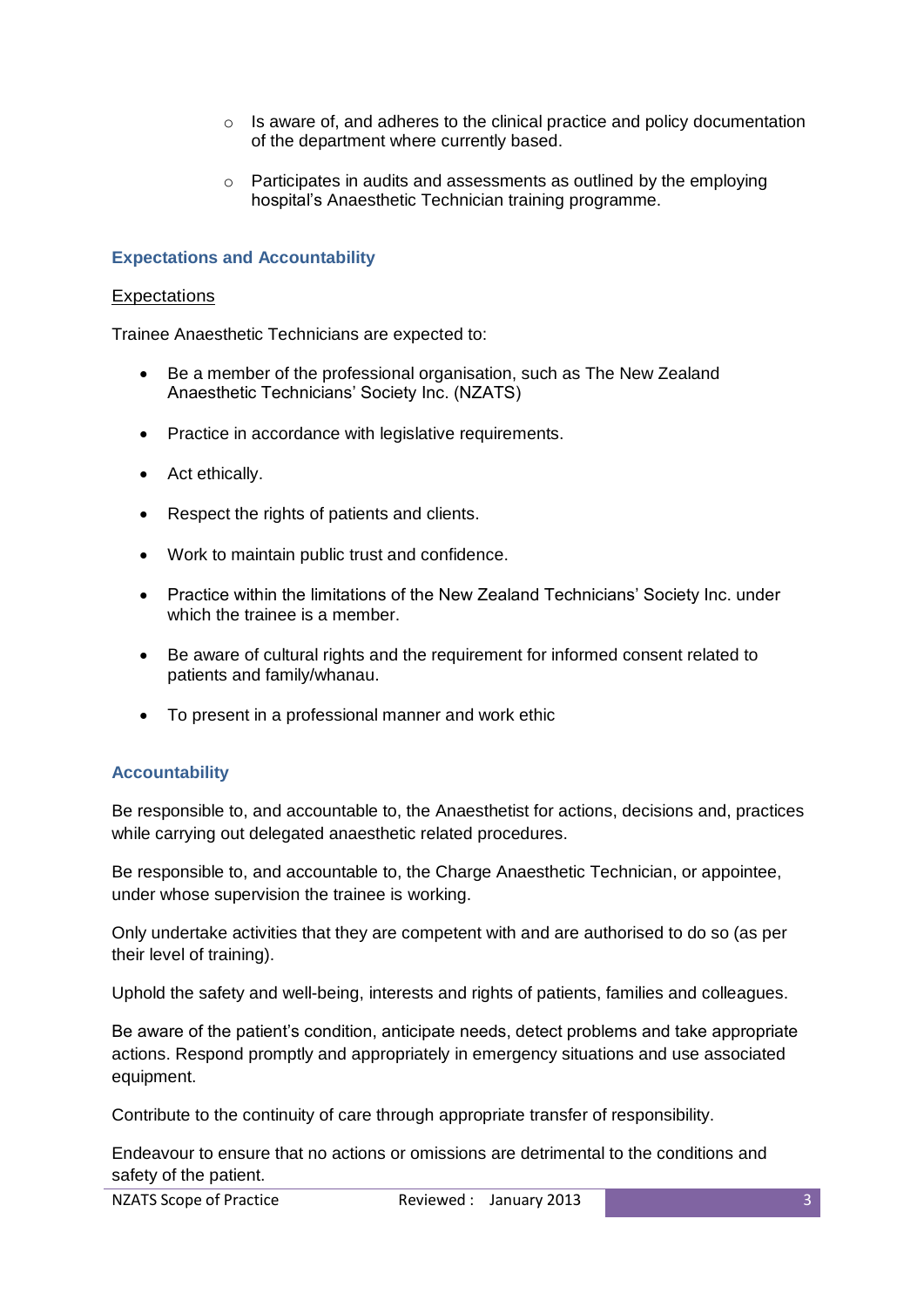- Is aware of, and adheres to the clinical practice and policy documentation of the department where currently based.

- Participates in audits and assessments as outlined by the employing hospital's Anaesthetic Technician training programme.

## Expectations and Accountability

Expectations

Trainee Anaesthetic Technicians are expected to:

- Be a member of the professional organisation, such as The New Zealand Anaesthetic Technicians' Society Inc. (NZATS)

- Practice in accordance with legislative requirements.

- Act ethically.

- Respect the rights of patients and clients.

- Work to maintain public trust and confidence.

- Practice within the limitations of the New Zealand Technicians' Society Inc. under which the trainee is a member.

- Be aware of cultural rights and the requirement for informed consent related to patients and family/whanau.

- To present in a professional manner and work ethic

## Accountability

Be responsible to, and accountable to, the Anaesthetist for actions, decisions and, practices while carrying out delegated anaesthetic related procedures.

Be responsible to, and accountable to, the Charge Anaesthetic Technician, or appointee, under whose supervision the trainee is working.

Only undertake activities that they are competent with and are authorised to do so (as per their level of training).

Uphold the safety and well-being, interests and rights of patients, families and colleagues.

Be aware of the patient's condition, anticipate needs, detect problems and take appropriate actions. Respond promptly and appropriately in emergency situations and use associated equipment.

Contribute to the continuity of care through appropriate transfer of responsibility.

Endeavour to ensure that no actions or omissions are detrimental to the conditions and safety of the patient.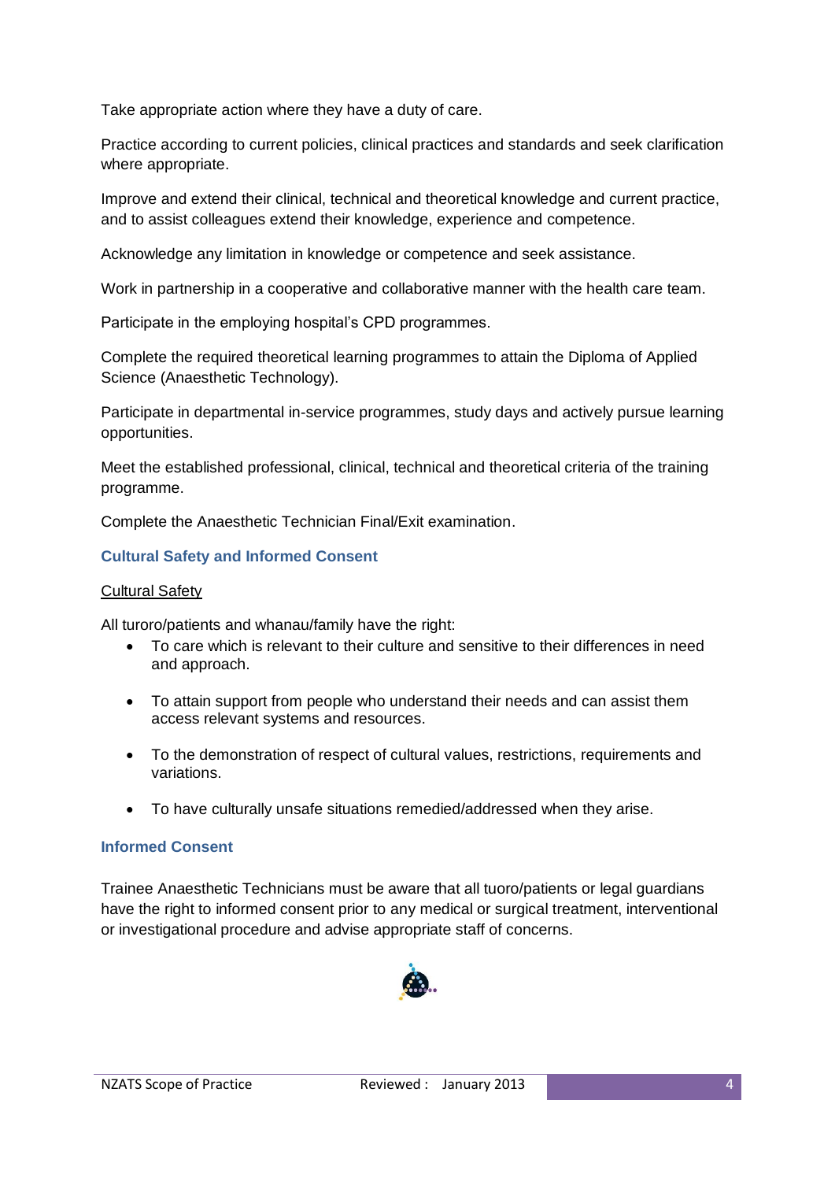Take appropriate action where they have a duty of care.

Practice according to current policies, clinical practices and standards and seek clarification where appropriate.

Improve and extend their clinical, technical and theoretical knowledge and current practice, and to assist colleagues extend their knowledge, experience and competence.

Acknowledge any limitation in knowledge or competence and seek assistance.

Work in partnership in a cooperative and collaborative manner with the health care team.

Participate in the employing hospital's CPD programmes.

Complete the required theoretical learning programmes to attain the Diploma of Applied Science (Anaesthetic Technology).

Participate in departmental in-service programmes, study days and actively pursue learning opportunities.

Meet the established professional, clinical, technical and theoretical criteria of the training programme.

Complete the Anaesthetic Technician Final/Exit examination.

### Cultural Safety and Informed Consent

Cultural Safety

All turoro/patients and whanau/family have the right:

- To care which is relevant to their culture and sensitive to their differences in need and approach.
- To attain support from people who understand their needs and can assist them access relevant systems and resources.
- To the demonstration of respect of cultural values, restrictions, requirements and variations.
- To have culturally unsafe situations remedied/addressed when they arise.

### Informed Consent

Trainee Anaesthetic Technicians must be aware that all tuoro/patients or legal guardians have the right to informed consent prior to any medical or surgical treatment, interventional or investigational procedure and advise appropriate staff of concerns.